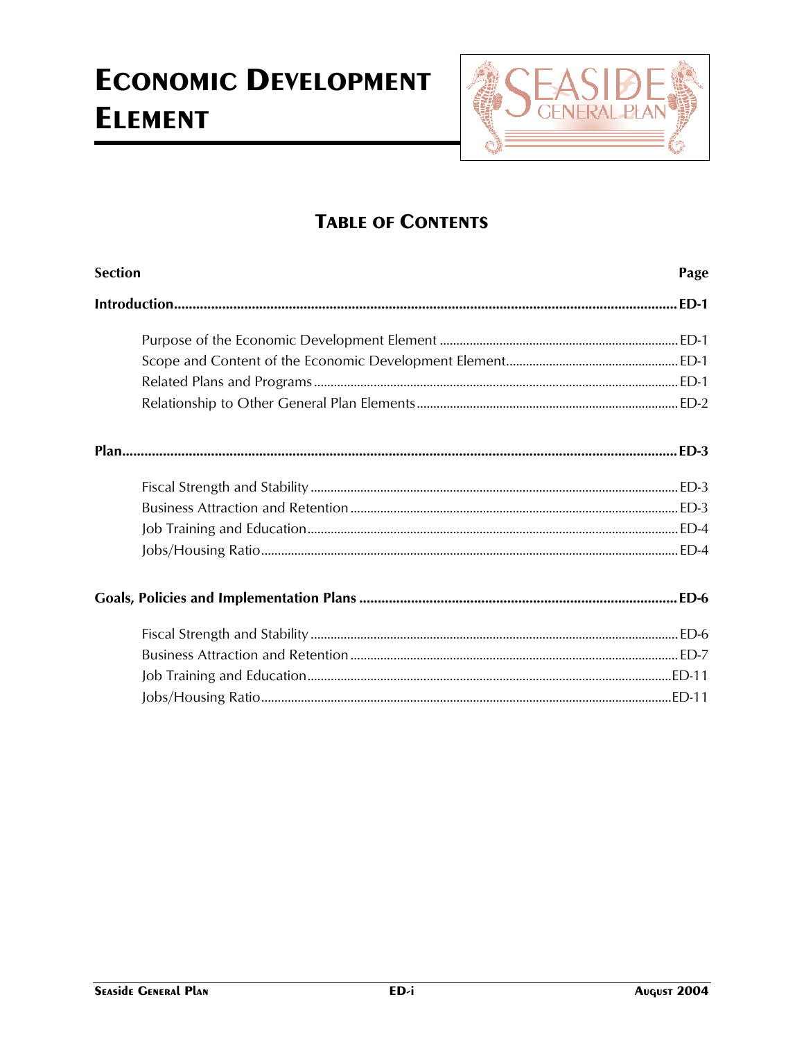# ECONOMIC DEVELOPMENT ELEMENT

## TABLE OF CONTENTS

| Section | Page |
|---|---|
| **Introduction** | **ED-1** |
| Purpose of the Economic Development Element | ED-1 |
| Scope and Content of the Economic Development Element | ED-1 |
| Related Plans and Programs | ED-1 |
| Relationship to Other General Plan Elements | ED-2 |
| **Plan** | **ED-3** |
| Fiscal Strength and Stability | ED-3 |
| Business Attraction and Retention | ED-3 |
| Job Training and Education | ED-4 |
| Jobs/Housing Ratio | ED-4 |
| **Goals, Policies and Implementation Plans** | **ED-6** |
| Fiscal Strength and Stability | ED-6 |
| Business Attraction and Retention | ED-7 |
| Job Training and Education | ED-11 |
| Jobs/Housing Ratio | ED-11 |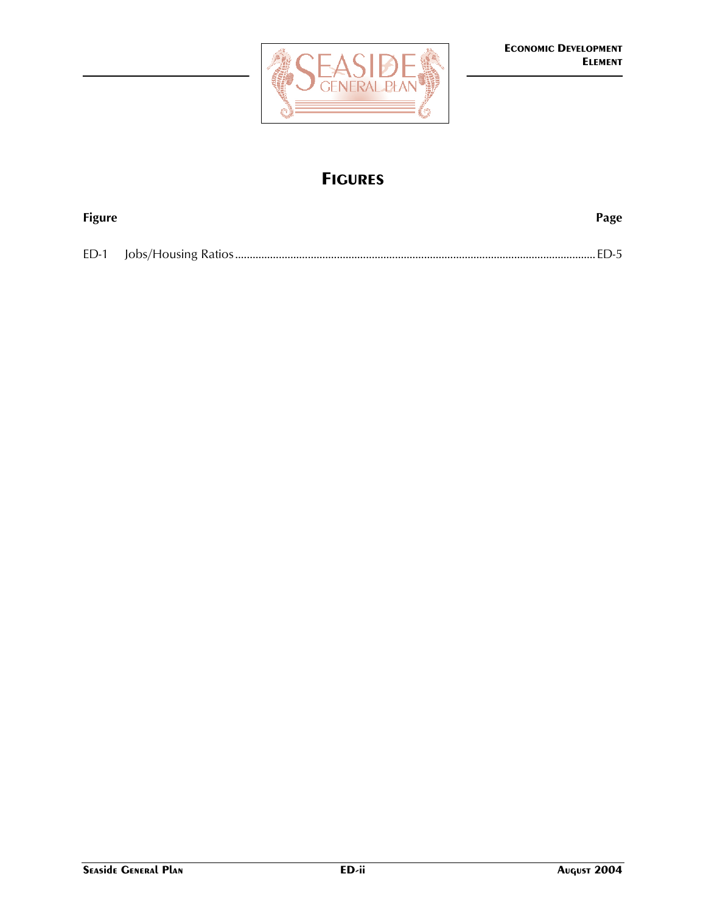# FIGURES

| Figure | | Page |
|---|---|---|
| ED-1 | Jobs/Housing Ratios | ED-5 |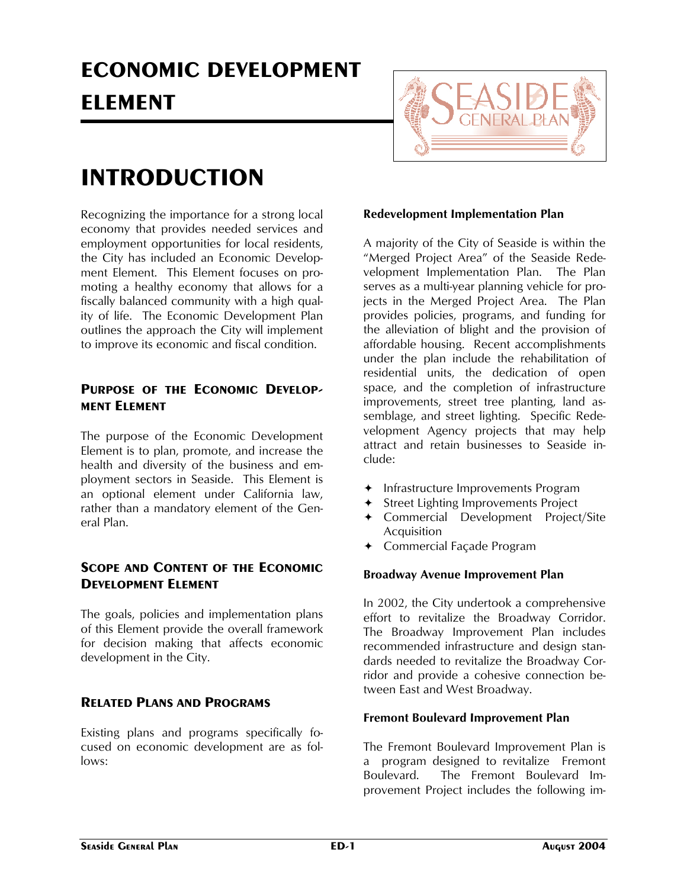# ECONOMIC DEVELOPMENT ELEMENT

# INTRODUCTION

Recognizing the importance for a strong local economy that provides needed services and employment opportunities for local residents, the City has included an Economic Development Element. This Element focuses on promoting a healthy economy that allows for a fiscally balanced community with a high quality of life. The Economic Development Plan outlines the approach the City will implement to improve its economic and fiscal condition.

## PURPOSE OF THE ECONOMIC DEVELOPMENT ELEMENT

The purpose of the Economic Development Element is to plan, promote, and increase the health and diversity of the business and employment sectors in Seaside. This Element is an optional element under California law, rather than a mandatory element of the General Plan.

## SCOPE AND CONTENT OF THE ECONOMIC DEVELOPMENT ELEMENT

The goals, policies and implementation plans of this Element provide the overall framework for decision making that affects economic development in the City.

## RELATED PLANS AND PROGRAMS

Existing plans and programs specifically focused on economic development are as follows:

### Redevelopment Implementation Plan

A majority of the City of Seaside is within the "Merged Project Area" of the Seaside Redevelopment Implementation Plan. The Plan serves as a multi-year planning vehicle for projects in the Merged Project Area. The Plan provides policies, programs, and funding for the alleviation of blight and the provision of affordable housing. Recent accomplishments under the plan include the rehabilitation of residential units, the dedication of open space, and the completion of infrastructure improvements, street tree planting, land assemblage, and street lighting. Specific Redevelopment Agency projects that may help attract and retain businesses to Seaside include:

- Infrastructure Improvements Program
- Street Lighting Improvements Project
- Commercial Development Project/Site Acquisition
- Commercial Façade Program

### Broadway Avenue Improvement Plan

In 2002, the City undertook a comprehensive effort to revitalize the Broadway Corridor. The Broadway Improvement Plan includes recommended infrastructure and design standards needed to revitalize the Broadway Corridor and provide a cohesive connection between East and West Broadway.

### Fremont Boulevard Improvement Plan

The Fremont Boulevard Improvement Plan is a program designed to revitalize Fremont Boulevard. The Fremont Boulevard Improvement Project includes the following im-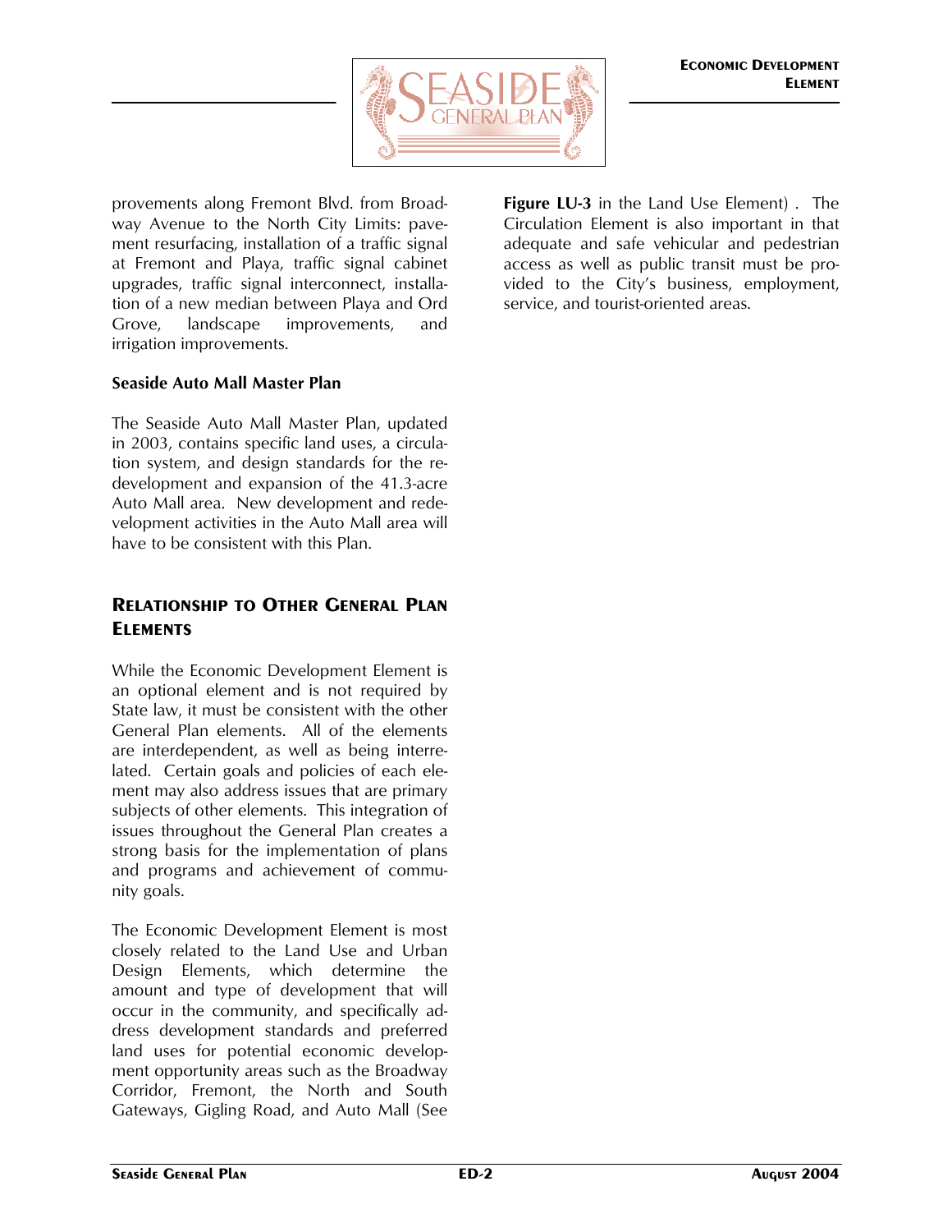provements along Fremont Blvd. from Broadway Avenue to the North City Limits: pavement resurfacing, installation of a traffic signal at Fremont and Playa, traffic signal cabinet upgrades, traffic signal interconnect, installation of a new median between Playa and Ord Grove, landscape improvements, and irrigation improvements.

**Seaside Auto Mall Master Plan**

The Seaside Auto Mall Master Plan, updated in 2003, contains specific land uses, a circulation system, and design standards for the redevelopment and expansion of the 41.3-acre Auto Mall area. New development and redevelopment activities in the Auto Mall area will have to be consistent with this Plan.

## Relationship to Other General Plan Elements

While the Economic Development Element is an optional element and is not required by State law, it must be consistent with the other General Plan elements. All of the elements are interdependent, as well as being interrelated. Certain goals and policies of each element may also address issues that are primary subjects of other elements. This integration of issues throughout the General Plan creates a strong basis for the implementation of plans and programs and achievement of community goals.

The Economic Development Element is most closely related to the Land Use and Urban Design Elements, which determine the amount and type of development that will occur in the community, and specifically address development standards and preferred land uses for potential economic development opportunity areas such as the Broadway Corridor, Fremont, the North and South Gateways, Gigling Road, and Auto Mall (See **Figure LU-3** in the Land Use Element) . The Circulation Element is also important in that adequate and safe vehicular and pedestrian access as well as public transit must be provided to the City's business, employment, service, and tourist-oriented areas.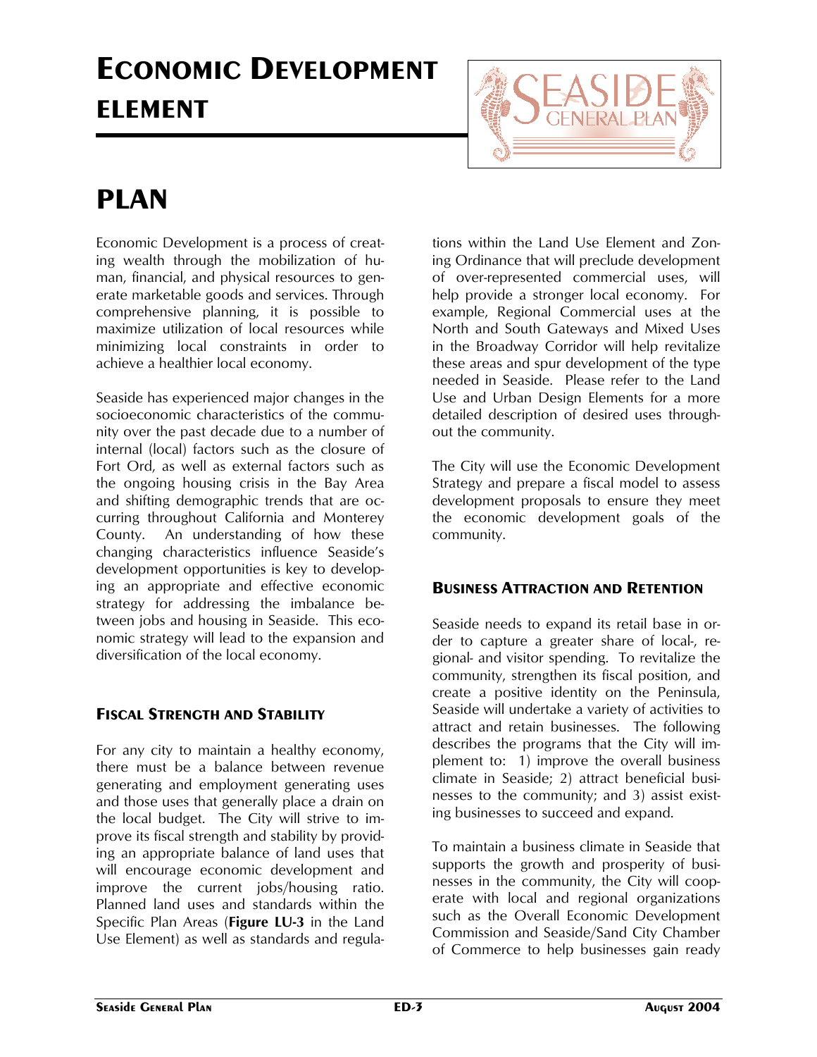// ECONOMIC DEVELOPMENT ELEMENT

# PLAN

Economic Development is a process of creating wealth through the mobilization of human, financial, and physical resources to generate marketable goods and services. Through comprehensive planning, it is possible to maximize utilization of local resources while minimizing local constraints in order to achieve a healthier local economy.

Seaside has experienced major changes in the socioeconomic characteristics of the community over the past decade due to a number of internal (local) factors such as the closure of Fort Ord, as well as external factors such as the ongoing housing crisis in the Bay Area and shifting demographic trends that are occurring throughout California and Monterey County. An understanding of how these changing characteristics influence Seaside's development opportunities is key to developing an appropriate and effective economic strategy for addressing the imbalance between jobs and housing in Seaside. This economic strategy will lead to the expansion and diversification of the local economy.

### FISCAL STRENGTH AND STABILITY

For any city to maintain a healthy economy, there must be a balance between revenue generating and employment generating uses and those uses that generally place a drain on the local budget. The City will strive to improve its fiscal strength and stability by providing an appropriate balance of land uses that will encourage economic development and improve the current jobs/housing ratio. Planned land uses and standards within the Specific Plan Areas (**Figure LU-3** in the Land Use Element) as well as standards and regulations within the Land Use Element and Zoning Ordinance that will preclude development of over-represented commercial uses, will help provide a stronger local economy. For example, Regional Commercial uses at the North and South Gateways and Mixed Uses in the Broadway Corridor will help revitalize these areas and spur development of the type needed in Seaside. Please refer to the Land Use and Urban Design Elements for a more detailed description of desired uses throughout the community.

The City will use the Economic Development Strategy and prepare a fiscal model to assess development proposals to ensure they meet the economic development goals of the community.

### BUSINESS ATTRACTION AND RETENTION

Seaside needs to expand its retail base in order to capture a greater share of local-, regional- and visitor spending. To revitalize the community, strengthen its fiscal position, and create a positive identity on the Peninsula, Seaside will undertake a variety of activities to attract and retain businesses. The following describes the programs that the City will implement to: 1) improve the overall business climate in Seaside; 2) attract beneficial businesses to the community; and 3) assist existing businesses to succeed and expand.

To maintain a business climate in Seaside that supports the growth and prosperity of businesses in the community, the City will cooperate with local and regional organizations such as the Overall Economic Development Commission and Seaside/Sand City Chamber of Commerce to help businesses gain ready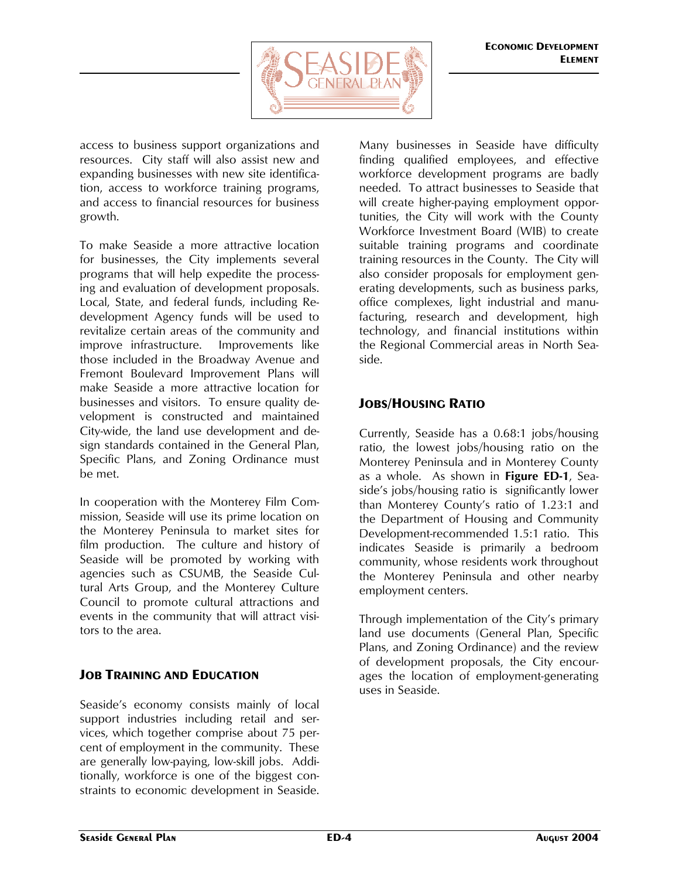access to business support organizations and resources. City staff will also assist new and expanding businesses with new site identification, access to workforce training programs, and access to financial resources for business growth.

To make Seaside a more attractive location for businesses, the City implements several programs that will help expedite the processing and evaluation of development proposals. Local, State, and federal funds, including Redevelopment Agency funds will be used to revitalize certain areas of the community and improve infrastructure. Improvements like those included in the Broadway Avenue and Fremont Boulevard Improvement Plans will make Seaside a more attractive location for businesses and visitors. To ensure quality development is constructed and maintained City-wide, the land use development and design standards contained in the General Plan, Specific Plans, and Zoning Ordinance must be met.

In cooperation with the Monterey Film Commission, Seaside will use its prime location on the Monterey Peninsula to market sites for film production. The culture and history of Seaside will be promoted by working with agencies such as CSUMB, the Seaside Cultural Arts Group, and the Monterey Culture Council to promote cultural attractions and events in the community that will attract visitors to the area.

## Job Training and Education

Seaside's economy consists mainly of local support industries including retail and services, which together comprise about 75 percent of employment in the community. These are generally low-paying, low-skill jobs. Additionally, workforce is one of the biggest constraints to economic development in Seaside. Many businesses in Seaside have difficulty finding qualified employees, and effective workforce development programs are badly needed. To attract businesses to Seaside that will create higher-paying employment opportunities, the City will work with the County Workforce Investment Board (WIB) to create suitable training programs and coordinate training resources in the County. The City will also consider proposals for employment generating developments, such as business parks, office complexes, light industrial and manufacturing, research and development, high technology, and financial institutions within the Regional Commercial areas in North Seaside.

## Jobs/Housing Ratio

Currently, Seaside has a 0.68:1 jobs/housing ratio, the lowest jobs/housing ratio on the Monterey Peninsula and in Monterey County as a whole. As shown in **Figure ED-1**, Seaside's jobs/housing ratio is significantly lower than Monterey County's ratio of 1.23:1 and the Department of Housing and Community Development-recommended 1.5:1 ratio. This indicates Seaside is primarily a bedroom community, whose residents work throughout the Monterey Peninsula and other nearby employment centers.

Through implementation of the City's primary land use documents (General Plan, Specific Plans, and Zoning Ordinance) and the review of development proposals, the City encourages the location of employment-generating uses in Seaside.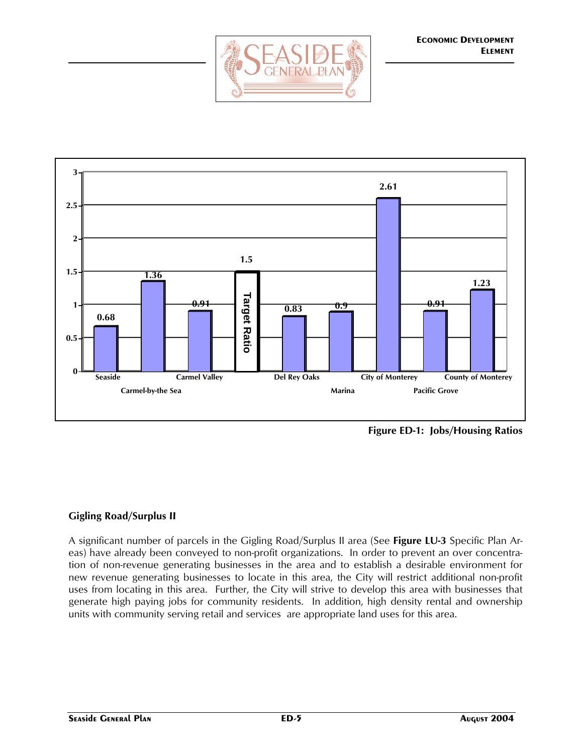| Jurisdiction | Jobs/Housing Ratio |
|---|---|
| Seaside | 0.68 |
| Carmel-by-the Sea | 1.36 |
| Carmel Valley | 0.91 |
| Target Ratio | 1.5 |
| Del Rey Oaks | 0.83 |
| Marina | 0.9 |
| City of Monterey | 2.61 |
| Pacific Grove | 0.91 |
| County of Monterey | 1.23 |

**Figure ED-1: Jobs/Housing Ratios**

### Gigling Road/Surplus II

A significant number of parcels in the Gigling Road/Surplus II area (See **Figure LU-3** Specific Plan Areas) have already been conveyed to non-profit organizations. In order to prevent an over concentration of non-revenue generating businesses in the area and to establish a desirable environment for new revenue generating businesses to locate in this area, the City will restrict additional non-profit uses from locating in this area. Further, the City will strive to develop this area with businesses that generate high paying jobs for community residents. In addition, high density rental and ownership units with community serving retail and services are appropriate land uses for this area.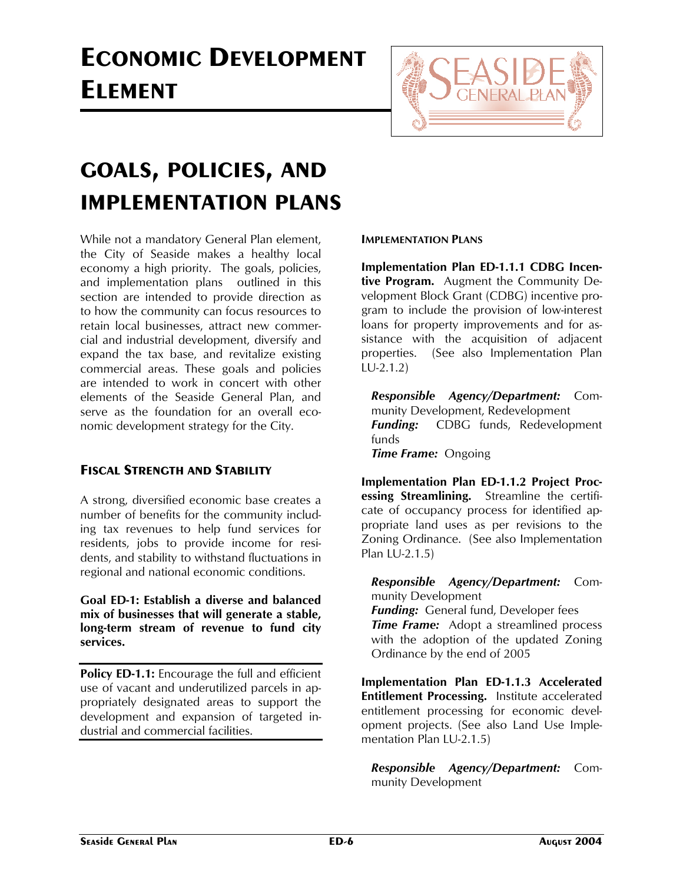# ECONOMIC DEVELOPMENT ELEMENT

## GOALS, POLICIES, AND IMPLEMENTATION PLANS

While not a mandatory General Plan element, the City of Seaside makes a healthy local economy a high priority. The goals, policies, and implementation plans outlined in this section are intended to provide direction as to how the community can focus resources to retain local businesses, attract new commercial and industrial development, diversify and expand the tax base, and revitalize existing commercial areas. These goals and policies are intended to work in concert with other elements of the Seaside General Plan, and serve as the foundation for an overall economic development strategy for the City.

### FISCAL STRENGTH AND STABILITY

A strong, diversified economic base creates a number of benefits for the community including tax revenues to help fund services for residents, jobs to provide income for residents, and stability to withstand fluctuations in regional and national economic conditions.

**Goal ED-1: Establish a diverse and balanced mix of businesses that will generate a stable, long-term stream of revenue to fund city services.**

**Policy ED-1.1:** Encourage the full and efficient use of vacant and underutilized parcels in appropriately designated areas to support the development and expansion of targeted industrial and commercial facilities.

#### IMPLEMENTATION PLANS

**Implementation Plan ED-1.1.1 CDBG Incentive Program.** Augment the Community Development Block Grant (CDBG) incentive program to include the provision of low-interest loans for property improvements and for assistance with the acquisition of adjacent properties. (See also Implementation Plan LU-2.1.2)

***Responsible Agency/Department:*** Community Development, Redevelopment
***Funding:*** CDBG funds, Redevelopment funds
***Time Frame:*** Ongoing

**Implementation Plan ED-1.1.2 Project Processing Streamlining.** Streamline the certificate of occupancy process for identified appropriate land uses as per revisions to the Zoning Ordinance. (See also Implementation Plan LU-2.1.5)

***Responsible Agency/Department:*** Community Development
***Funding:*** General fund, Developer fees
***Time Frame:*** Adopt a streamlined process with the adoption of the updated Zoning Ordinance by the end of 2005

**Implementation Plan ED-1.1.3 Accelerated Entitlement Processing.** Institute accelerated entitlement processing for economic development projects. (See also Land Use Implementation Plan LU-2.1.5)

***Responsible Agency/Department:*** Community Development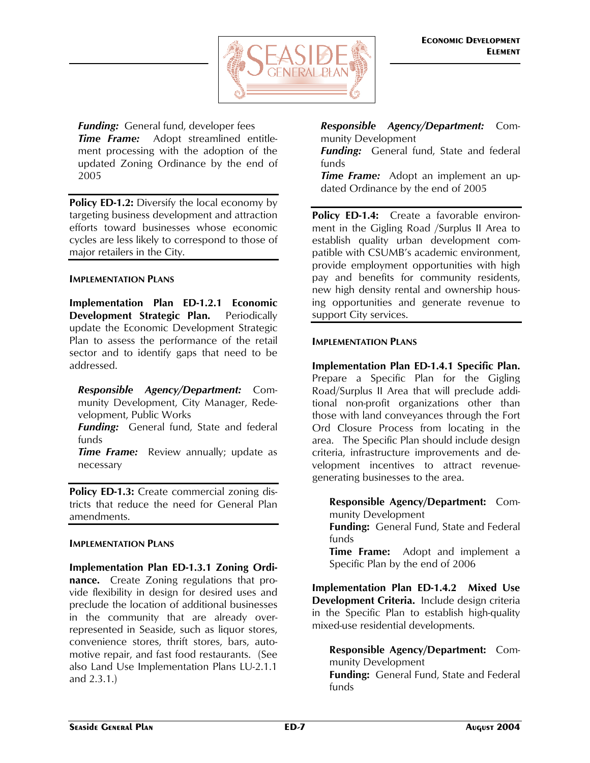***Funding:*** General fund, developer fees
***Time Frame:*** Adopt streamlined entitlement processing with the adoption of the updated Zoning Ordinance by the end of 2005

**Policy ED-1.2:** Diversify the local economy by targeting business development and attraction efforts toward businesses whose economic cycles are less likely to correspond to those of major retailers in the City.

#### IMPLEMENTATION PLANS

**Implementation Plan ED-1.2.1 Economic Development Strategic Plan.** Periodically update the Economic Development Strategic Plan to assess the performance of the retail sector and to identify gaps that need to be addressed.

***Responsible Agency/Department:*** Community Development, City Manager, Redevelopment, Public Works
***Funding:*** General fund, State and federal funds
***Time Frame:*** Review annually; update as necessary

**Policy ED-1.3:** Create commercial zoning districts that reduce the need for General Plan amendments.

#### IMPLEMENTATION PLANS

**Implementation Plan ED-1.3.1 Zoning Ordinance.** Create Zoning regulations that provide flexibility in design for desired uses and preclude the location of additional businesses in the community that are already over-represented in Seaside, such as liquor stores, convenience stores, thrift stores, bars, automotive repair, and fast food restaurants. (See also Land Use Implementation Plans LU-2.1.1 and 2.3.1.)

***Responsible Agency/Department:*** Community Development
***Funding:*** General fund, State and federal funds
***Time Frame:*** Adopt an implement an updated Ordinance by the end of 2005

**Policy ED-1.4:** Create a favorable environment in the Gigling Road /Surplus II Area to establish quality urban development compatible with CSUMB's academic environment, provide employment opportunities with high pay and benefits for community residents, new high density rental and ownership housing opportunities and generate revenue to support City services.

#### IMPLEMENTATION PLANS

**Implementation Plan ED-1.4.1 Specific Plan.** Prepare a Specific Plan for the Gigling Road/Surplus II Area that will preclude additional non-profit organizations other than those with land conveyances through the Fort Ord Closure Process from locating in the area. The Specific Plan should include design criteria, infrastructure improvements and development incentives to attract revenue-generating businesses to the area.

**Responsible Agency/Department:** Community Development
**Funding:** General Fund, State and Federal funds
**Time Frame:** Adopt and implement a Specific Plan by the end of 2006

**Implementation Plan ED-1.4.2 Mixed Use Development Criteria.** Include design criteria in the Specific Plan to establish high-quality mixed-use residential developments.

**Responsible Agency/Department:** Community Development
**Funding:** General Fund, State and Federal funds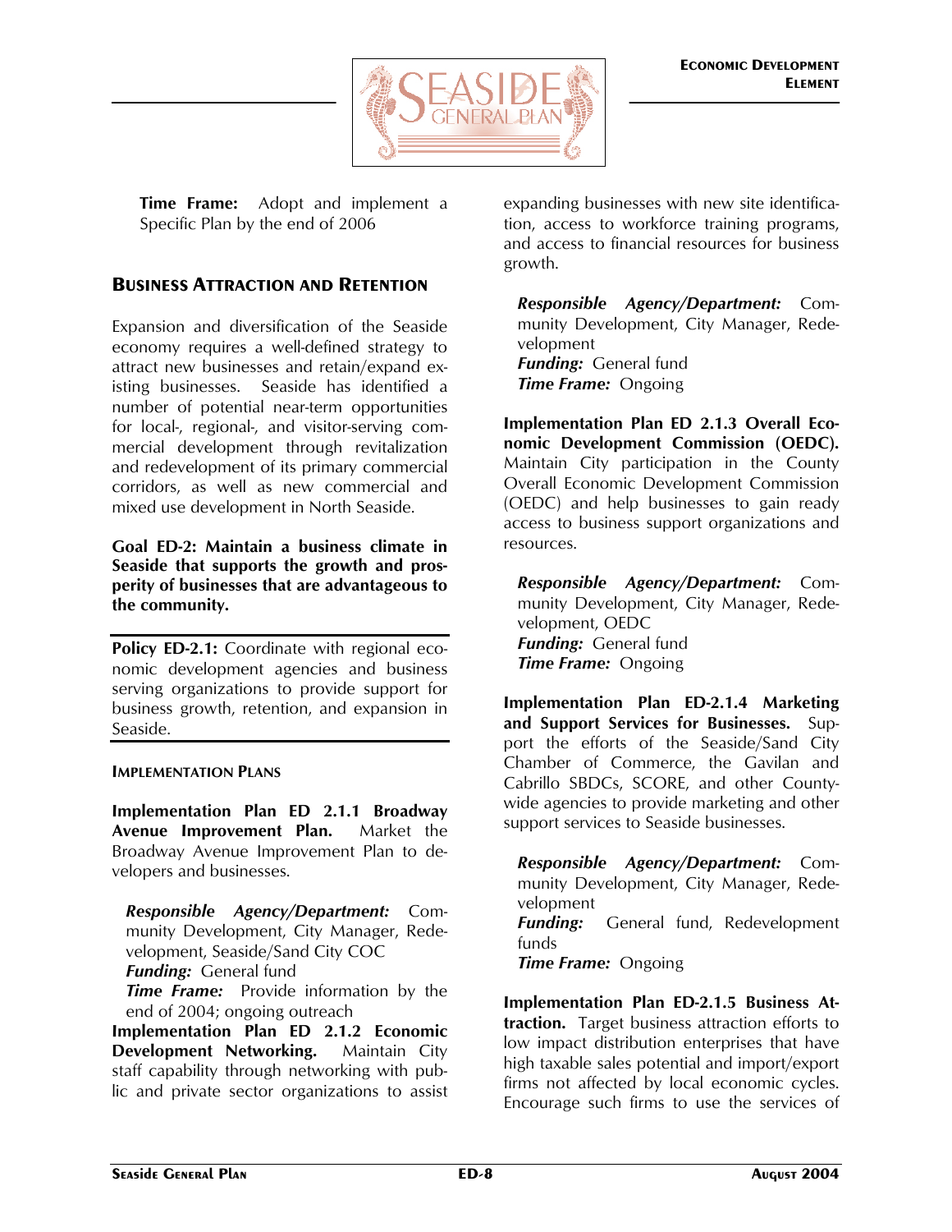**Time Frame:** Adopt and implement a Specific Plan by the end of 2006

## BUSINESS ATTRACTION AND RETENTION

Expansion and diversification of the Seaside economy requires a well-defined strategy to attract new businesses and retain/expand existing businesses. Seaside has identified a number of potential near-term opportunities for local-, regional-, and visitor-serving commercial development through revitalization and redevelopment of its primary commercial corridors, as well as new commercial and mixed use development in North Seaside.

**Goal ED-2: Maintain a business climate in Seaside that supports the growth and prosperity of businesses that are advantageous to the community.**

**Policy ED-2.1:** Coordinate with regional economic development agencies and business serving organizations to provide support for business growth, retention, and expansion in Seaside.

### IMPLEMENTATION PLANS

**Implementation Plan ED 2.1.1 Broadway Avenue Improvement Plan.** Market the Broadway Avenue Improvement Plan to developers and businesses.

*Responsible Agency/Department:* Community Development, City Manager, Redevelopment, Seaside/Sand City COC
*Funding:* General fund
*Time Frame:* Provide information by the end of 2004; ongoing outreach

**Implementation Plan ED 2.1.2 Economic Development Networking.** Maintain City staff capability through networking with public and private sector organizations to assist expanding businesses with new site identification, access to workforce training programs, and access to financial resources for business growth.

*Responsible Agency/Department:* Community Development, City Manager, Redevelopment
*Funding:* General fund
*Time Frame:* Ongoing

**Implementation Plan ED 2.1.3 Overall Economic Development Commission (OEDC).** Maintain City participation in the County Overall Economic Development Commission (OEDC) and help businesses to gain ready access to business support organizations and resources.

*Responsible Agency/Department:* Community Development, City Manager, Redevelopment, OEDC
*Funding:* General fund
*Time Frame:* Ongoing

**Implementation Plan ED-2.1.4 Marketing and Support Services for Businesses.** Support the efforts of the Seaside/Sand City Chamber of Commerce, the Gavilan and Cabrillo SBDCs, SCORE, and other County-wide agencies to provide marketing and other support services to Seaside businesses.

*Responsible Agency/Department:* Community Development, City Manager, Redevelopment
*Funding:* General fund, Redevelopment funds
*Time Frame:* Ongoing

**Implementation Plan ED-2.1.5 Business Attraction.** Target business attraction efforts to low impact distribution enterprises that have high taxable sales potential and import/export firms not affected by local economic cycles. Encourage such firms to use the services of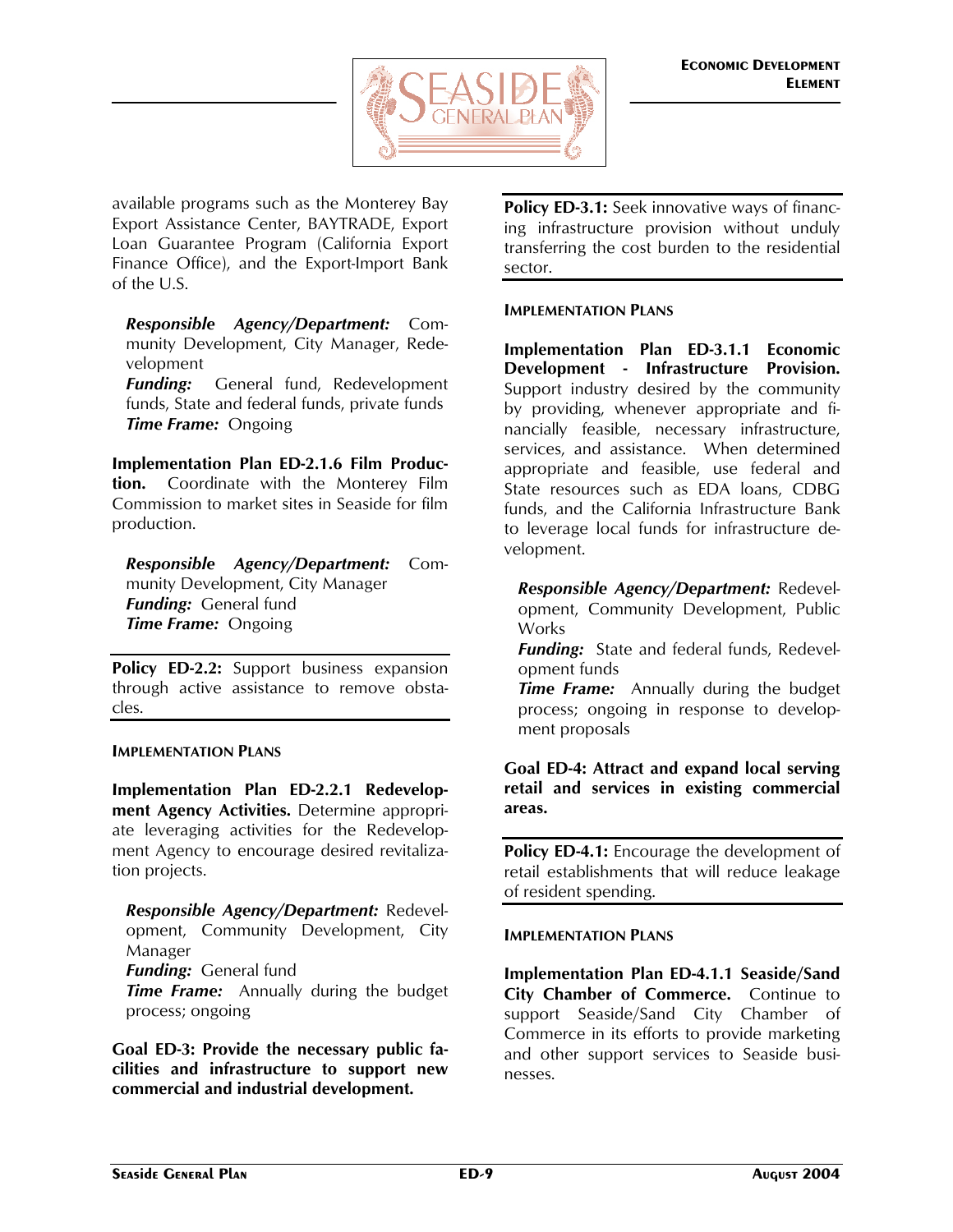available programs such as the Monterey Bay Export Assistance Center, BAYTRADE, Export Loan Guarantee Program (California Export Finance Office), and the Export-Import Bank of the U.S.

***Responsible Agency/Department:*** Community Development, City Manager, Redevelopment
***Funding:*** General fund, Redevelopment funds, State and federal funds, private funds
***Time Frame:*** Ongoing

**Implementation Plan ED-2.1.6 Film Production.** Coordinate with the Monterey Film Commission to market sites in Seaside for film production.

***Responsible Agency/Department:*** Community Development, City Manager
***Funding:*** General fund
***Time Frame:*** Ongoing

**Policy ED-2.2:** Support business expansion through active assistance to remove obstacles.

#### IMPLEMENTATION PLANS

**Implementation Plan ED-2.2.1 Redevelopment Agency Activities.** Determine appropriate leveraging activities for the Redevelopment Agency to encourage desired revitalization projects.

***Responsible Agency/Department:*** Redevelopment, Community Development, City Manager
***Funding:*** General fund
***Time Frame:*** Annually during the budget process; ongoing

**Goal ED-3: Provide the necessary public facilities and infrastructure to support new commercial and industrial development.**

**Policy ED-3.1:** Seek innovative ways of financing infrastructure provision without unduly transferring the cost burden to the residential sector.

#### IMPLEMENTATION PLANS

**Implementation Plan ED-3.1.1 Economic Development - Infrastructure Provision.** Support industry desired by the community by providing, whenever appropriate and financially feasible, necessary infrastructure, services, and assistance. When determined appropriate and feasible, use federal and State resources such as EDA loans, CDBG funds, and the California Infrastructure Bank to leverage local funds for infrastructure development.

***Responsible Agency/Department:*** Redevelopment, Community Development, Public Works
***Funding:*** State and federal funds, Redevelopment funds
***Time Frame:*** Annually during the budget process; ongoing in response to development proposals

**Goal ED-4: Attract and expand local serving retail and services in existing commercial areas.**

**Policy ED-4.1:** Encourage the development of retail establishments that will reduce leakage of resident spending.

#### IMPLEMENTATION PLANS

**Implementation Plan ED-4.1.1 Seaside/Sand City Chamber of Commerce.** Continue to support Seaside/Sand City Chamber of Commerce in its efforts to provide marketing and other support services to Seaside businesses.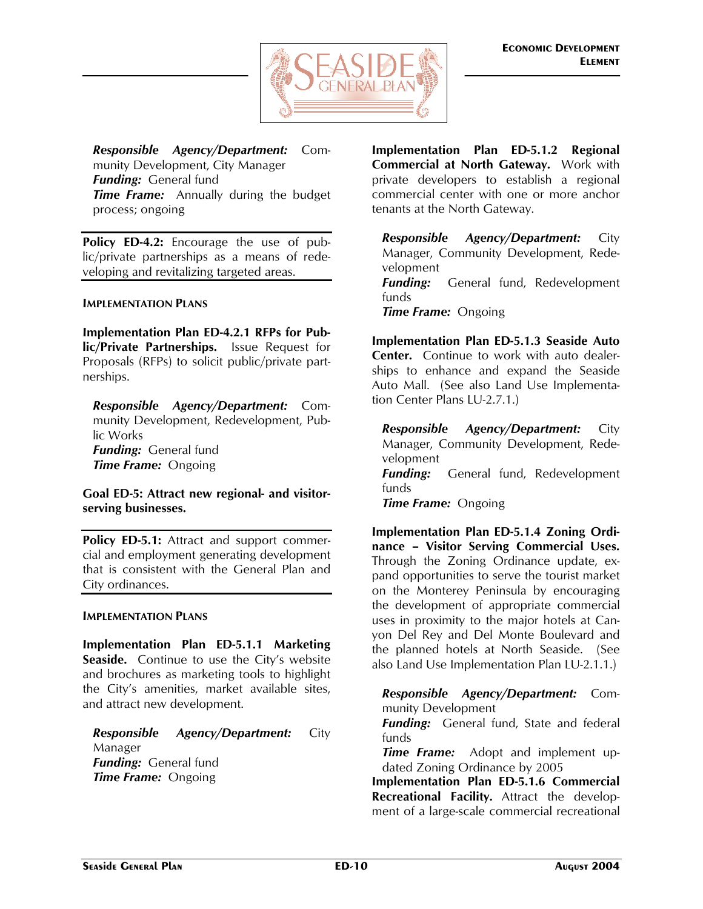*Responsible Agency/Department:* Community Development, City Manager
*Funding:* General fund
*Time Frame:* Annually during the budget process; ongoing

**Policy ED-4.2:** Encourage the use of public/private partnerships as a means of redeveloping and revitalizing targeted areas.

#### IMPLEMENTATION PLANS

**Implementation Plan ED-4.2.1 RFPs for Public/Private Partnerships.** Issue Request for Proposals (RFPs) to solicit public/private partnerships.

*Responsible Agency/Department:* Community Development, Redevelopment, Public Works
*Funding:* General fund
*Time Frame:* Ongoing

### Goal ED-5: Attract new regional- and visitor-serving businesses.

**Policy ED-5.1:** Attract and support commercial and employment generating development that is consistent with the General Plan and City ordinances.

#### IMPLEMENTATION PLANS

**Implementation Plan ED-5.1.1 Marketing Seaside.** Continue to use the City's website and brochures as marketing tools to highlight the City's amenities, market available sites, and attract new development.

*Responsible Agency/Department:* City Manager
*Funding:* General fund
*Time Frame:* Ongoing

**Implementation Plan ED-5.1.2 Regional Commercial at North Gateway.** Work with private developers to establish a regional commercial center with one or more anchor tenants at the North Gateway.

*Responsible Agency/Department:* City Manager, Community Development, Redevelopment
*Funding:* General fund, Redevelopment funds
*Time Frame:* Ongoing

**Implementation Plan ED-5.1.3 Seaside Auto Center.** Continue to work with auto dealerships to enhance and expand the Seaside Auto Mall. (See also Land Use Implementation Center Plans LU-2.7.1.)

*Responsible Agency/Department:* City Manager, Community Development, Redevelopment
*Funding:* General fund, Redevelopment funds
*Time Frame:* Ongoing

**Implementation Plan ED-5.1.4 Zoning Ordinance – Visitor Serving Commercial Uses.** Through the Zoning Ordinance update, expand opportunities to serve the tourist market on the Monterey Peninsula by encouraging the development of appropriate commercial uses in proximity to the major hotels at Canyon Del Rey and Del Monte Boulevard and the planned hotels at North Seaside. (See also Land Use Implementation Plan LU-2.1.1.)

*Responsible Agency/Department:* Community Development
*Funding:* General fund, State and federal funds
*Time Frame:* Adopt and implement updated Zoning Ordinance by 2005

**Implementation Plan ED-5.1.6 Commercial Recreational Facility.** Attract the development of a large-scale commercial recreational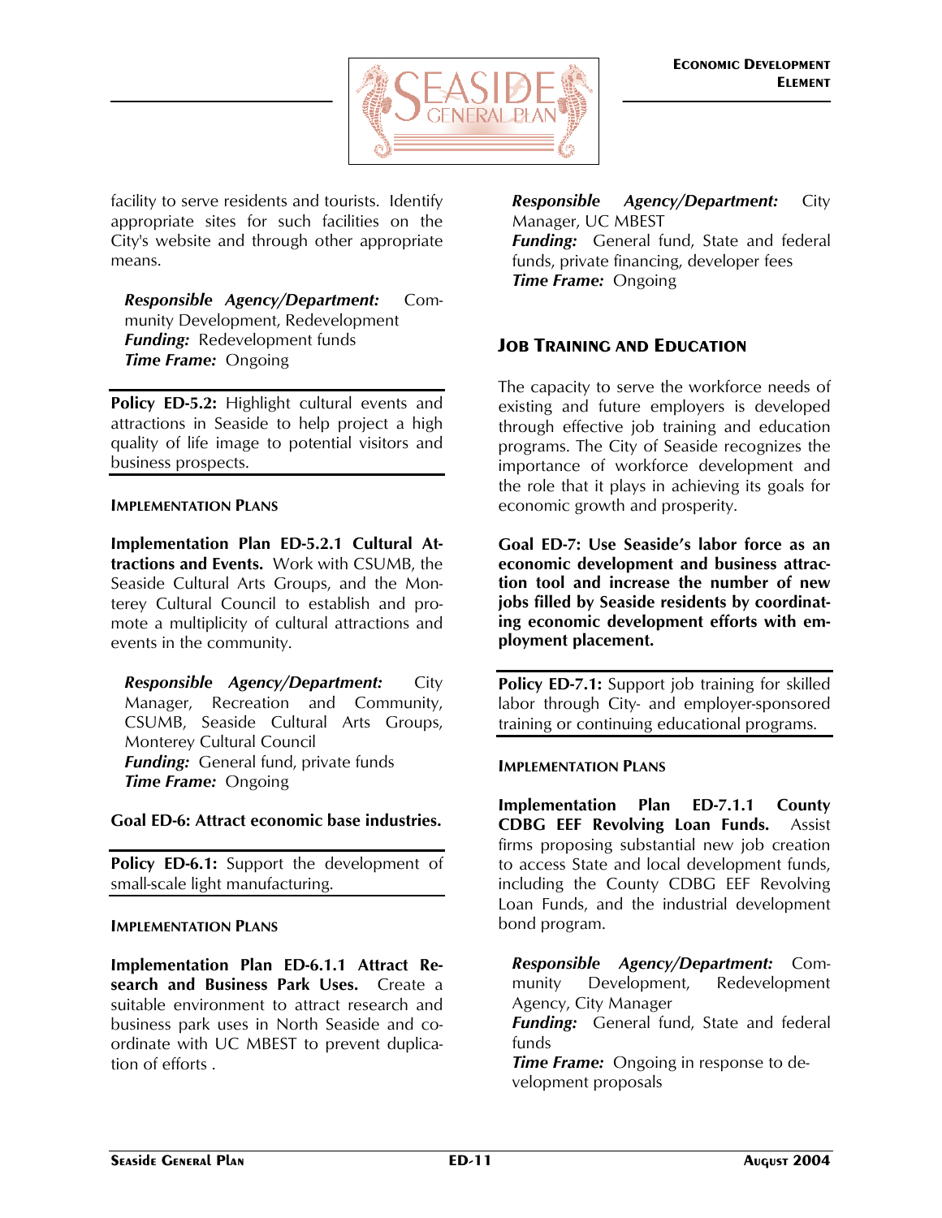facility to serve residents and tourists. Identify appropriate sites for such facilities on the City's website and through other appropriate means.

***Responsible Agency/Department:*** Community Development, Redevelopment
***Funding:*** Redevelopment funds
***Time Frame:*** Ongoing

**Policy ED-5.2:** Highlight cultural events and attractions in Seaside to help project a high quality of life image to potential visitors and business prospects.

#### IMPLEMENTATION PLANS

**Implementation Plan ED-5.2.1 Cultural Attractions and Events.** Work with CSUMB, the Seaside Cultural Arts Groups, and the Monterey Cultural Council to establish and promote a multiplicity of cultural attractions and events in the community.

***Responsible Agency/Department:*** City Manager, Recreation and Community, CSUMB, Seaside Cultural Arts Groups, Monterey Cultural Council
***Funding:*** General fund, private funds
***Time Frame:*** Ongoing

**Goal ED-6: Attract economic base industries.**

**Policy ED-6.1:** Support the development of small-scale light manufacturing.

#### IMPLEMENTATION PLANS

**Implementation Plan ED-6.1.1 Attract Research and Business Park Uses.** Create a suitable environment to attract research and business park uses in North Seaside and coordinate with UC MBEST to prevent duplication of efforts .

***Responsible Agency/Department:*** City Manager, UC MBEST
***Funding:*** General fund, State and federal funds, private financing, developer fees
***Time Frame:*** Ongoing

### JOB TRAINING AND EDUCATION

The capacity to serve the workforce needs of existing and future employers is developed through effective job training and education programs. The City of Seaside recognizes the importance of workforce development and the role that it plays in achieving its goals for economic growth and prosperity.

**Goal ED-7: Use Seaside's labor force as an economic development and business attraction tool and increase the number of new jobs filled by Seaside residents by coordinating economic development efforts with employment placement.**

**Policy ED-7.1:** Support job training for skilled labor through City- and employer-sponsored training or continuing educational programs.

#### IMPLEMENTATION PLANS

**Implementation Plan ED-7.1.1 County CDBG EEF Revolving Loan Funds.** Assist firms proposing substantial new job creation to access State and local development funds, including the County CDBG EEF Revolving Loan Funds, and the industrial development bond program.

***Responsible Agency/Department:*** Community Development, Redevelopment Agency, City Manager
***Funding:*** General fund, State and federal funds
***Time Frame:*** Ongoing in response to development proposals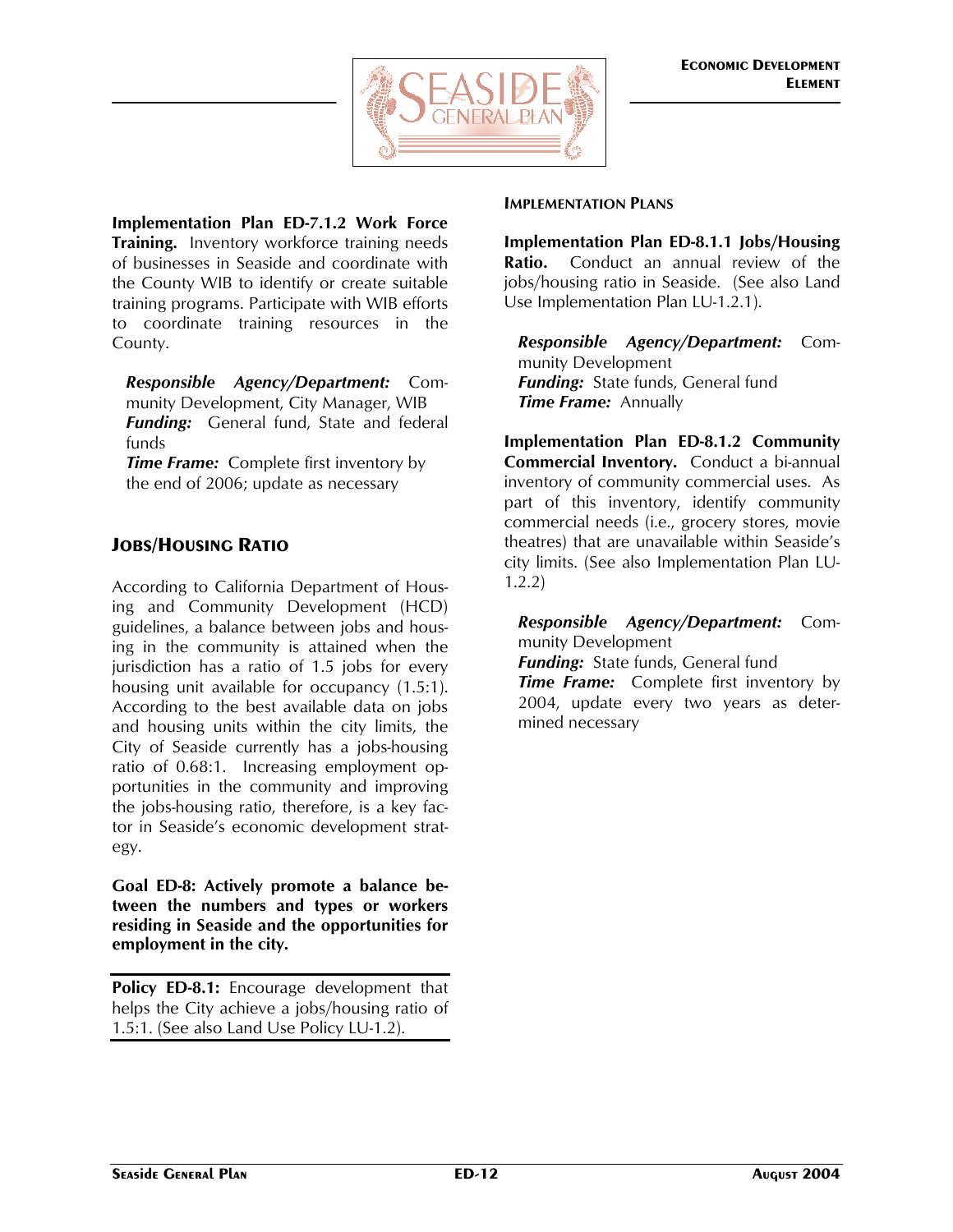**Implementation Plan ED-7.1.2 Work Force Training.** Inventory workforce training needs of businesses in Seaside and coordinate with the County WIB to identify or create suitable training programs. Participate with WIB efforts to coordinate training resources in the County.

> ***Responsible Agency/Department:*** Community Development, City Manager, WIB
> ***Funding:*** General fund, State and federal funds
> ***Time Frame:*** Complete first inventory by the end of 2006; update as necessary

## JOBS/HOUSING RATIO

According to California Department of Housing and Community Development (HCD) guidelines, a balance between jobs and housing in the community is attained when the jurisdiction has a ratio of 1.5 jobs for every housing unit available for occupancy (1.5:1). According to the best available data on jobs and housing units within the city limits, the City of Seaside currently has a jobs-housing ratio of 0.68:1. Increasing employment opportunities in the community and improving the jobs-housing ratio, therefore, is a key factor in Seaside's economic development strategy.

**Goal ED-8: Actively promote a balance between the numbers and types or workers residing in Seaside and the opportunities for employment in the city.**

**Policy ED-8.1:** Encourage development that helps the City achieve a jobs/housing ratio of 1.5:1. (See also Land Use Policy LU-1.2).

### IMPLEMENTATION PLANS

**Implementation Plan ED-8.1.1 Jobs/Housing Ratio.** Conduct an annual review of the jobs/housing ratio in Seaside. (See also Land Use Implementation Plan LU-1.2.1).

> ***Responsible Agency/Department:*** Community Development
> ***Funding:*** State funds, General fund
> ***Time Frame:*** Annually

**Implementation Plan ED-8.1.2 Community Commercial Inventory.** Conduct a bi-annual inventory of community commercial uses. As part of this inventory, identify community commercial needs (i.e., grocery stores, movie theatres) that are unavailable within Seaside's city limits. (See also Implementation Plan LU-1.2.2)

> ***Responsible Agency/Department:*** Community Development
> ***Funding:*** State funds, General fund
> ***Time Frame:*** Complete first inventory by 2004, update every two years as determined necessary